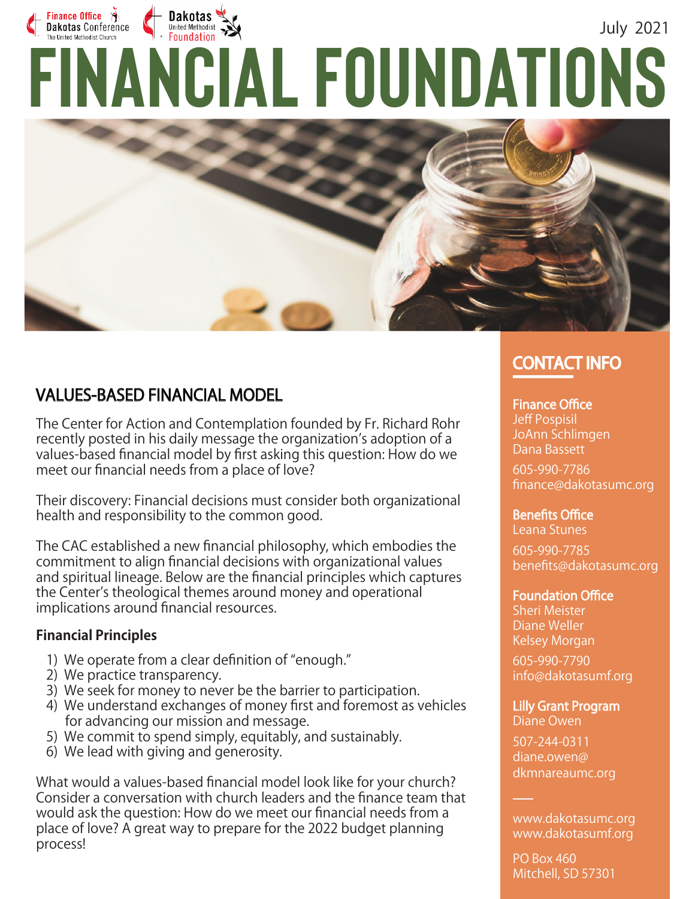Finance Office Dakotas Conference The United Methodist Church

Dakotas United Methodist Foundation

July 2021

# FINANCIAL FOUNDATIONS

## VALUES-BASED FINANCIAL MODEL

The Center for Action and Contemplation founded by Fr. Richard Rohr recently posted in his daily message the organization's adoption of a values-based financial model by first asking this question: How do we meet our financial needs from a place of love?

Their discovery: Financial decisions must consider both organizational health and responsibility to the common good.

The CAC established a new financial philosophy, which embodies the commitment to align financial decisions with organizational values and spiritual lineage. Below are the financial principles which captures the Center's theological themes around money and operational implications around financial resources.

### Financial Principles

1) We operate from a clear definition of "enough."
2) We practice transparency.
3) We seek for money to never be the barrier to participation.
4) We understand exchanges of money first and foremost as vehicles for advancing our mission and message.
5) We commit to spend simply, equitably, and sustainably.
6) We lead with giving and generosity.

What would a values-based financial model look like for your church? Consider a conversation with church leaders and the finance team that would ask the question: How do we meet our financial needs from a place of love? A great way to prepare for the 2022 budget planning process!

## CONTACT INFO

**Finance Office**
Jeff Pospisil
JoAnn Schlimgen
Dana Bassett

605-990-7786
finance@dakotasumc.org

**Benefits Office**
Leana Stunes

605-990-7785
benefits@dakotasumc.org

**Foundation Office**
Sheri Meister
Diane Weller
Kelsey Morgan

605-990-7790
info@dakotasumf.org

**Lilly Grant Program**
Diane Owen

507-244-0311
diane.owen@dkmnareaumc.org

www.dakotasumc.org
www.dakotasumf.org

PO Box 460
Mitchell, SD 57301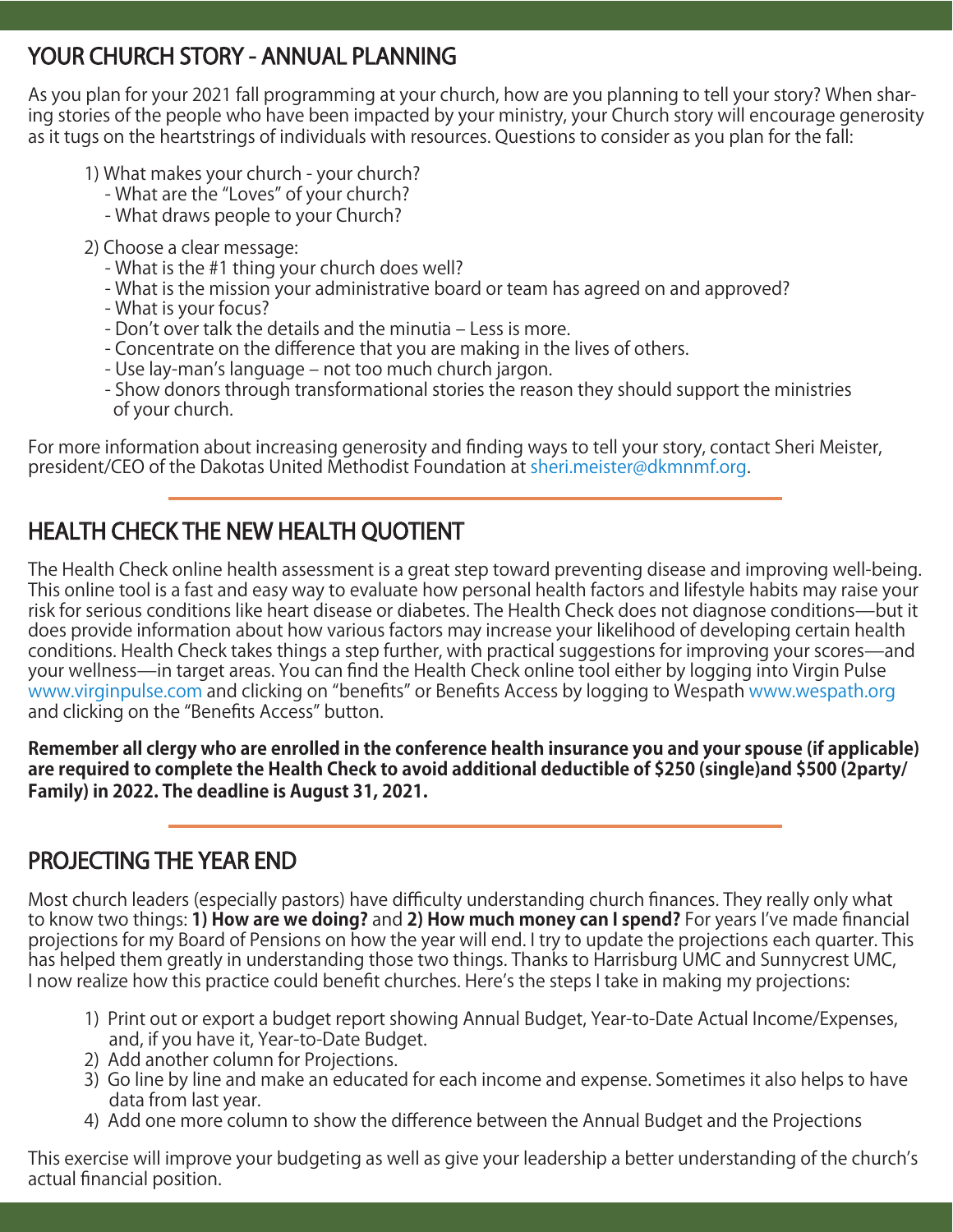## YOUR CHURCH STORY - ANNUAL PLANNING

As you plan for your 2021 fall programming at your church, how are you planning to tell your story? When sharing stories of the people who have been impacted by your ministry, your Church story will encourage generosity as it tugs on the heartstrings of individuals with resources. Questions to consider as you plan for the fall:

1) What makes your church - your church?
   - What are the "Loves" of your church?
   - What draws people to your Church?

2) Choose a clear message:
   - What is the #1 thing your church does well?
   - What is the mission your administrative board or team has agreed on and approved?
   - What is your focus?
   - Don't over talk the details and the minutia – Less is more.
   - Concentrate on the difference that you are making in the lives of others.
   - Use lay-man's language – not too much church jargon.
   - Show donors through transformational stories the reason they should support the ministries of your church.

For more information about increasing generosity and finding ways to tell your story, contact Sheri Meister, president/CEO of the Dakotas United Methodist Foundation at sheri.meister@dkmnmf.org.

---

## HEALTH CHECK THE NEW HEALTH QUOTIENT

The Health Check online health assessment is a great step toward preventing disease and improving well-being. This online tool is a fast and easy way to evaluate how personal health factors and lifestyle habits may raise your risk for serious conditions like heart disease or diabetes. The Health Check does not diagnose conditions—but it does provide information about how various factors may increase your likelihood of developing certain health conditions. Health Check takes things a step further, with practical suggestions for improving your scores—and your wellness—in target areas. You can find the Health Check online tool either by logging into Virgin Pulse www.virginpulse.com and clicking on "benefits" or Benefits Access by logging to Wespath www.wespath.org and clicking on the "Benefits Access" button.

**Remember all clergy who are enrolled in the conference health insurance you and your spouse (if applicable) are required to complete the Health Check to avoid additional deductible of $250 (single)and $500 (2party/ Family) in 2022. The deadline is August 31, 2021.**

---

## PROJECTING THE YEAR END

Most church leaders (especially pastors) have difficulty understanding church finances. They really only what to know two things: **1) How are we doing?** and **2) How much money can I spend?** For years I've made financial projections for my Board of Pensions on how the year will end. I try to update the projections each quarter. This has helped them greatly in understanding those two things. Thanks to Harrisburg UMC and Sunnycrest UMC, I now realize how this practice could benefit churches. Here's the steps I take in making my projections:

1) Print out or export a budget report showing Annual Budget, Year-to-Date Actual Income/Expenses, and, if you have it, Year-to-Date Budget.
2) Add another column for Projections.
3) Go line by line and make an educated for each income and expense. Sometimes it also helps to have data from last year.
4) Add one more column to show the difference between the Annual Budget and the Projections

This exercise will improve your budgeting as well as give your leadership a better understanding of the church's actual financial position.